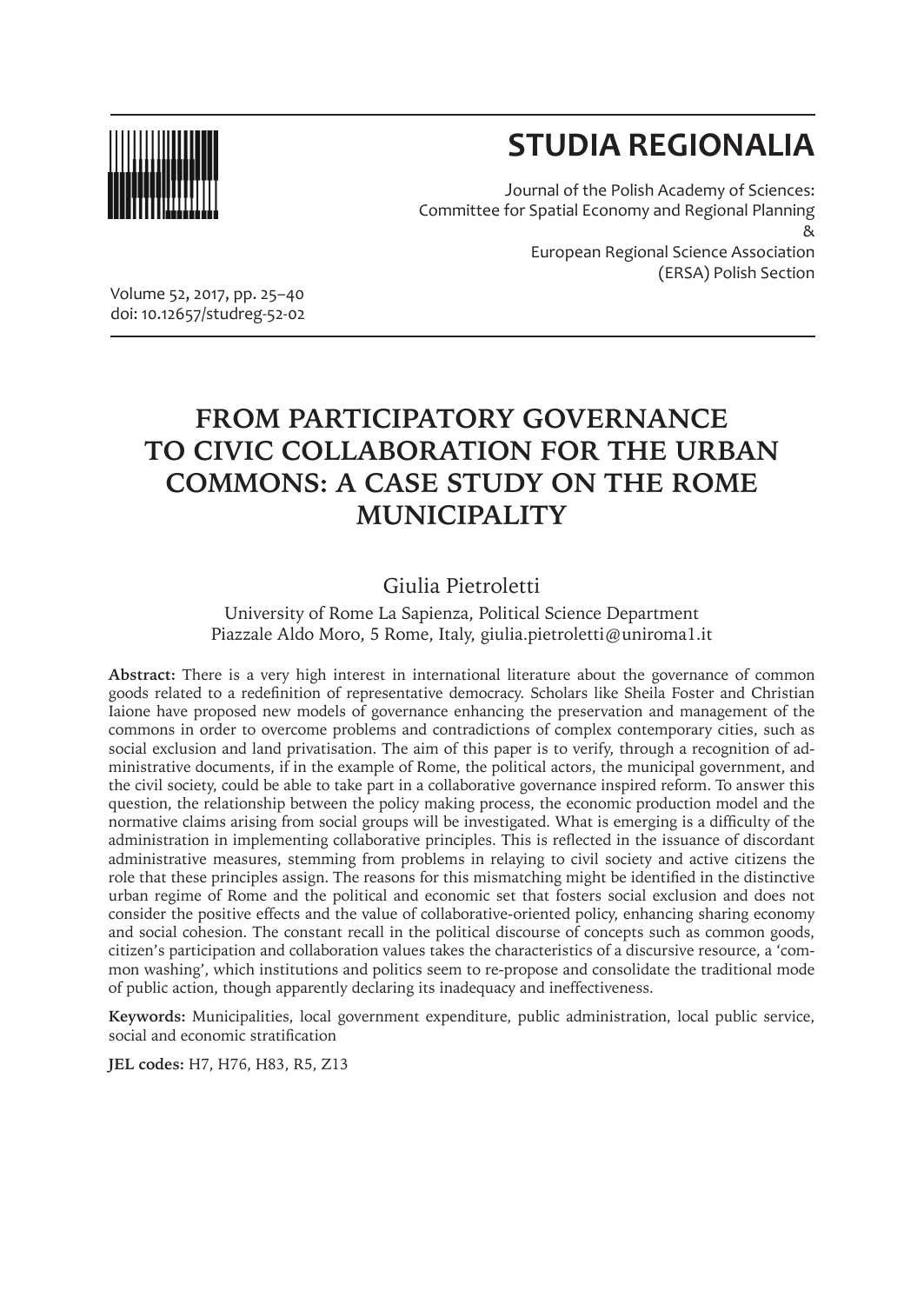# STUDIA REGIONALIA

Journal of the Polish Academy of Sciences:
Committee for Spatial Economy and Regional Planning
&
European Regional Science Association
(ERSA) Polish Section

Volume 52, 2017, pp. 25–40
doi: 10.12657/studreg-52-02

# FROM PARTICIPATORY GOVERNANCE TO CIVIC COLLABORATION FOR THE URBAN COMMONS: A CASE STUDY ON THE ROME MUNICIPALITY

Giulia Pietroletti

University of Rome La Sapienza, Political Science Department
Piazzale Aldo Moro, 5 Rome, Italy, giulia.pietroletti@uniroma1.it

**Abstract:** There is a very high interest in international literature about the governance of common goods related to a redefinition of representative democracy. Scholars like Sheila Foster and Christian Iaione have proposed new models of governance enhancing the preservation and management of the commons in order to overcome problems and contradictions of complex contemporary cities, such as social exclusion and land privatisation. The aim of this paper is to verify, through a recognition of administrative documents, if in the example of Rome, the political actors, the municipal government, and the civil society, could be able to take part in a collaborative governance inspired reform. To answer this question, the relationship between the policy making process, the economic production model and the normative claims arising from social groups will be investigated. What is emerging is a difficulty of the administration in implementing collaborative principles. This is reflected in the issuance of discordant administrative measures, stemming from problems in relaying to civil society and active citizens the role that these principles assign. The reasons for this mismatching might be identified in the distinctive urban regime of Rome and the political and economic set that fosters social exclusion and does not consider the positive effects and the value of collaborative-oriented policy, enhancing sharing economy and social cohesion. The constant recall in the political discourse of concepts such as common goods, citizen's participation and collaboration values takes the characteristics of a discursive resource, a 'common washing', which institutions and politics seem to re-propose and consolidate the traditional mode of public action, though apparently declaring its inadequacy and ineffectiveness.

**Keywords:** Municipalities, local government expenditure, public administration, local public service, social and economic stratification

**JEL codes:** H7, H76, H83, R5, Z13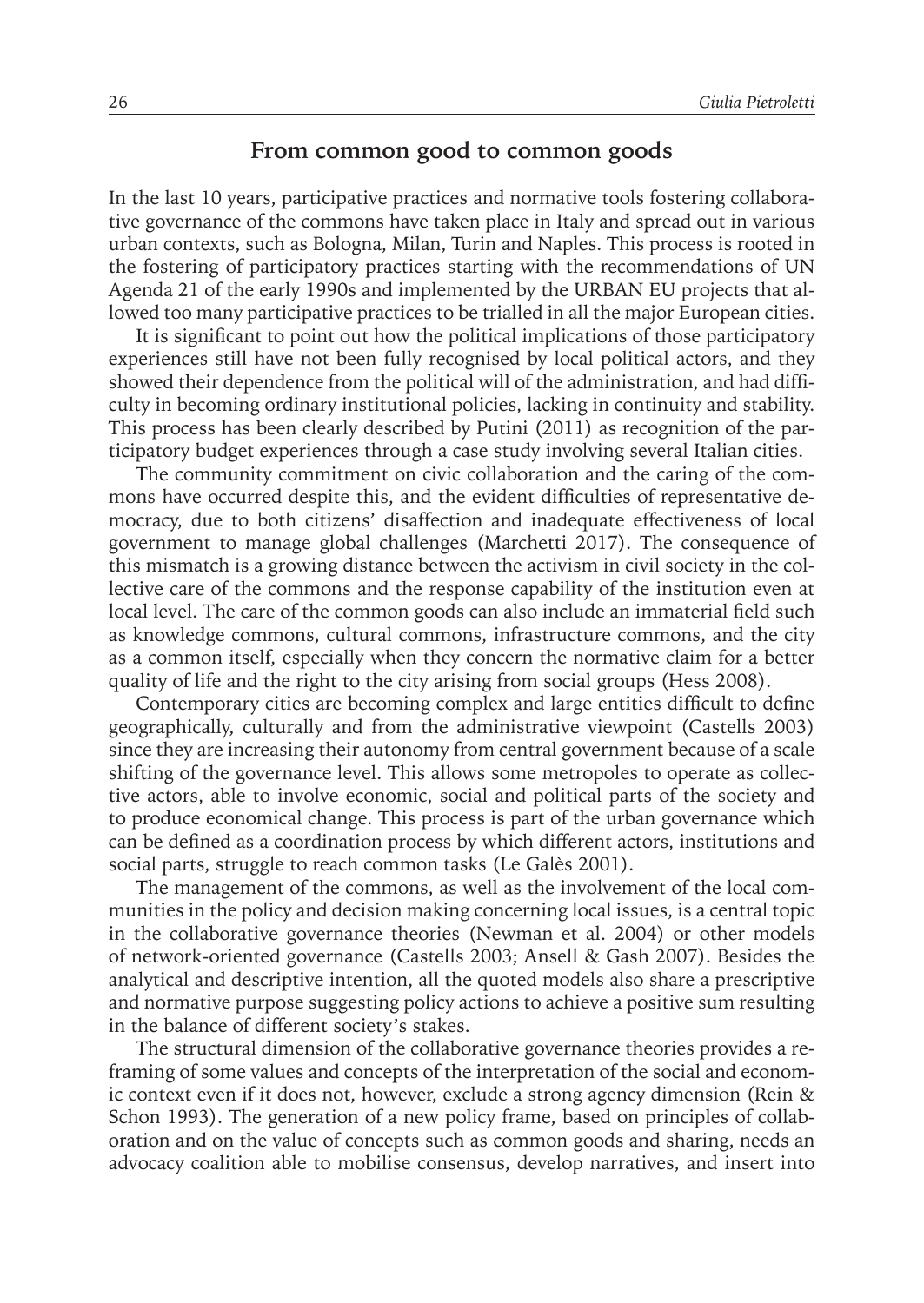## From common good to common goods

In the last 10 years, participative practices and normative tools fostering collaborative governance of the commons have taken place in Italy and spread out in various urban contexts, such as Bologna, Milan, Turin and Naples. This process is rooted in the fostering of participatory practices starting with the recommendations of UN Agenda 21 of the early 1990s and implemented by the URBAN EU projects that allowed too many participative practices to be trialled in all the major European cities.

It is significant to point out how the political implications of those participatory experiences still have not been fully recognised by local political actors, and they showed their dependence from the political will of the administration, and had difficulty in becoming ordinary institutional policies, lacking in continuity and stability. This process has been clearly described by Putini (2011) as recognition of the participatory budget experiences through a case study involving several Italian cities.

The community commitment on civic collaboration and the caring of the commons have occurred despite this, and the evident difficulties of representative democracy, due to both citizens' disaffection and inadequate effectiveness of local government to manage global challenges (Marchetti 2017). The consequence of this mismatch is a growing distance between the activism in civil society in the collective care of the commons and the response capability of the institution even at local level. The care of the common goods can also include an immaterial field such as knowledge commons, cultural commons, infrastructure commons, and the city as a common itself, especially when they concern the normative claim for a better quality of life and the right to the city arising from social groups (Hess 2008).

Contemporary cities are becoming complex and large entities difficult to define geographically, culturally and from the administrative viewpoint (Castells 2003) since they are increasing their autonomy from central government because of a scale shifting of the governance level. This allows some metropoles to operate as collective actors, able to involve economic, social and political parts of the society and to produce economical change. This process is part of the urban governance which can be defined as a coordination process by which different actors, institutions and social parts, struggle to reach common tasks (Le Galès 2001).

The management of the commons, as well as the involvement of the local communities in the policy and decision making concerning local issues, is a central topic in the collaborative governance theories (Newman et al. 2004) or other models of network-oriented governance (Castells 2003; Ansell & Gash 2007). Besides the analytical and descriptive intention, all the quoted models also share a prescriptive and normative purpose suggesting policy actions to achieve a positive sum resulting in the balance of different society's stakes.

The structural dimension of the collaborative governance theories provides a reframing of some values and concepts of the interpretation of the social and economic context even if it does not, however, exclude a strong agency dimension (Rein & Schon 1993). The generation of a new policy frame, based on principles of collaboration and on the value of concepts such as common goods and sharing, needs an advocacy coalition able to mobilise consensus, develop narratives, and insert into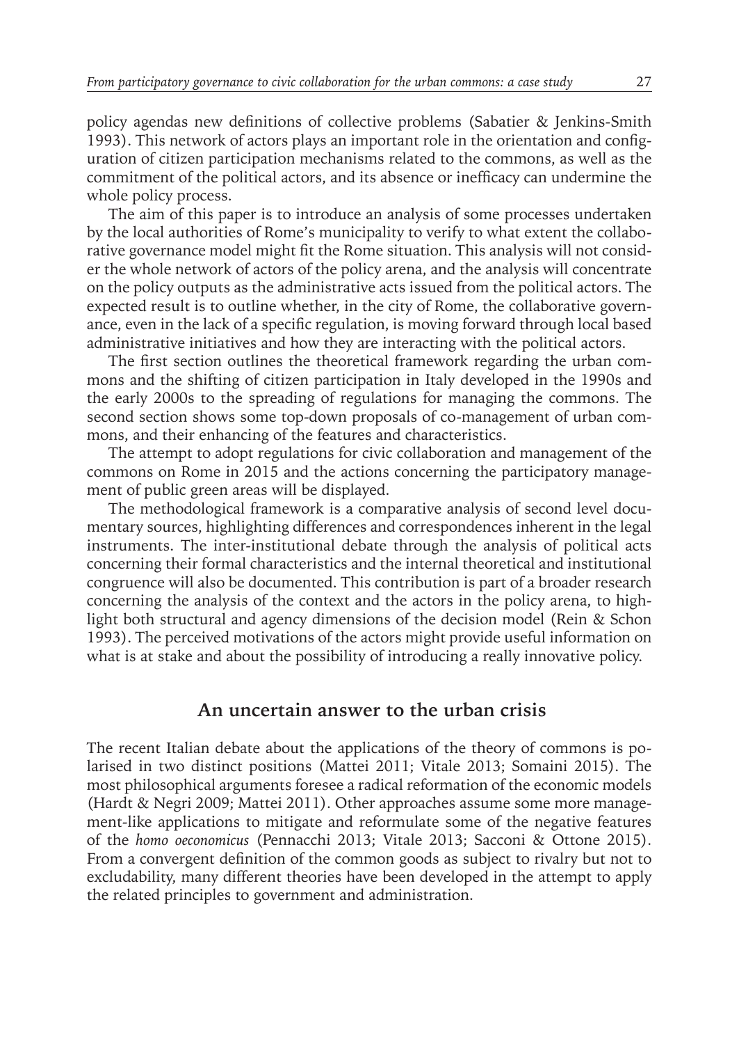policy agendas new definitions of collective problems (Sabatier & Jenkins-Smith 1993). This network of actors plays an important role in the orientation and configuration of citizen participation mechanisms related to the commons, as well as the commitment of the political actors, and its absence or inefficacy can undermine the whole policy process.

The aim of this paper is to introduce an analysis of some processes undertaken by the local authorities of Rome's municipality to verify to what extent the collaborative governance model might fit the Rome situation. This analysis will not consider the whole network of actors of the policy arena, and the analysis will concentrate on the policy outputs as the administrative acts issued from the political actors. The expected result is to outline whether, in the city of Rome, the collaborative governance, even in the lack of a specific regulation, is moving forward through local based administrative initiatives and how they are interacting with the political actors.

The first section outlines the theoretical framework regarding the urban commons and the shifting of citizen participation in Italy developed in the 1990s and the early 2000s to the spreading of regulations for managing the commons. The second section shows some top-down proposals of co-management of urban commons, and their enhancing of the features and characteristics.

The attempt to adopt regulations for civic collaboration and management of the commons on Rome in 2015 and the actions concerning the participatory management of public green areas will be displayed.

The methodological framework is a comparative analysis of second level documentary sources, highlighting differences and correspondences inherent in the legal instruments. The inter-institutional debate through the analysis of political acts concerning their formal characteristics and the internal theoretical and institutional congruence will also be documented. This contribution is part of a broader research concerning the analysis of the context and the actors in the policy arena, to highlight both structural and agency dimensions of the decision model (Rein & Schon 1993). The perceived motivations of the actors might provide useful information on what is at stake and about the possibility of introducing a really innovative policy.

## An uncertain answer to the urban crisis

The recent Italian debate about the applications of the theory of commons is polarised in two distinct positions (Mattei 2011; Vitale 2013; Somaini 2015). The most philosophical arguments foresee a radical reformation of the economic models (Hardt & Negri 2009; Mattei 2011). Other approaches assume some more management-like applications to mitigate and reformulate some of the negative features of the *homo oeconomicus* (Pennacchi 2013; Vitale 2013; Sacconi & Ottone 2015). From a convergent definition of the common goods as subject to rivalry but not to excludability, many different theories have been developed in the attempt to apply the related principles to government and administration.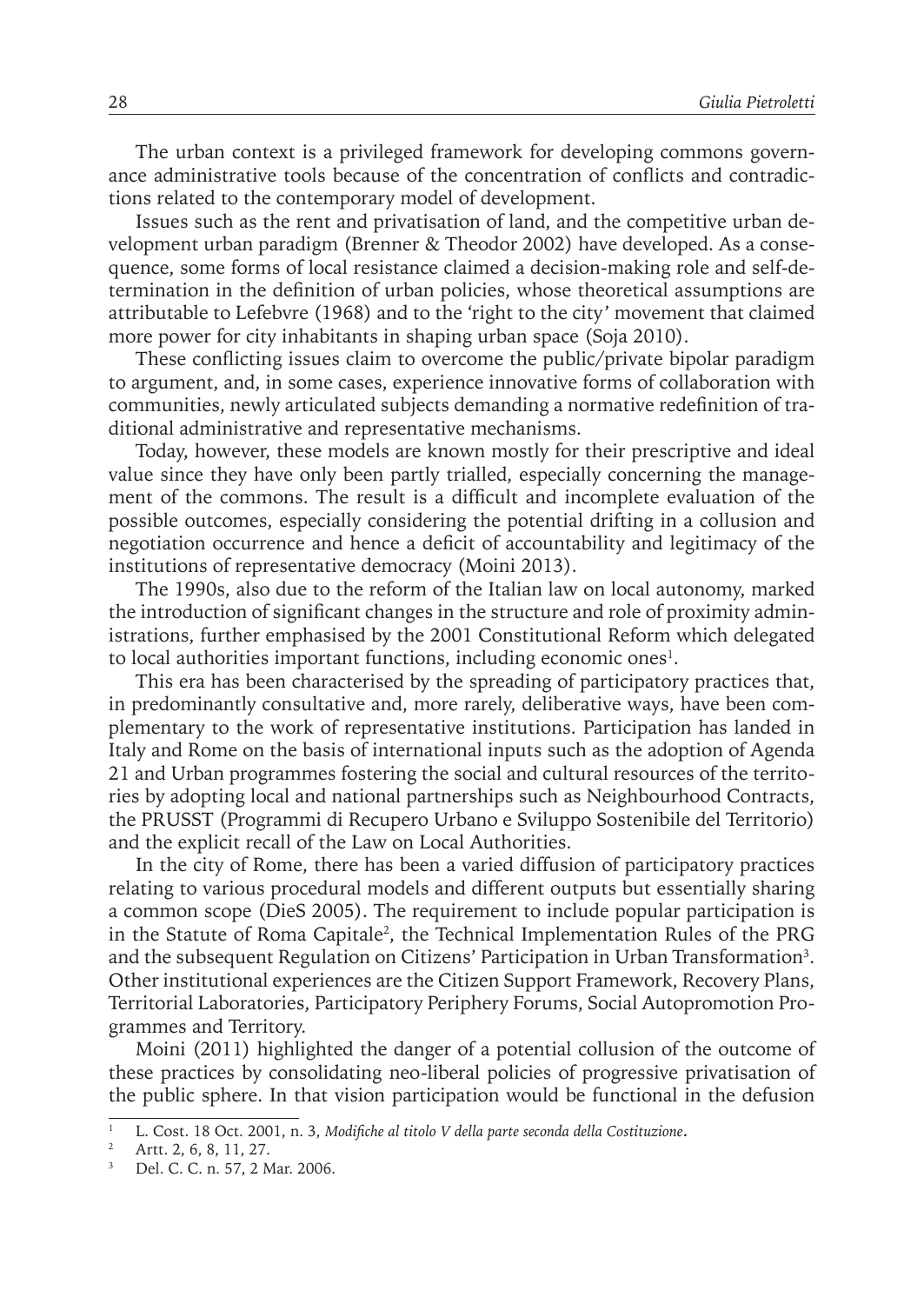The urban context is a privileged framework for developing commons governance administrative tools because of the concentration of conflicts and contradictions related to the contemporary model of development.

Issues such as the rent and privatisation of land, and the competitive urban development urban paradigm (Brenner & Theodor 2002) have developed. As a consequence, some forms of local resistance claimed a decision-making role and self-determination in the definition of urban policies, whose theoretical assumptions are attributable to Lefebvre (1968) and to the 'right to the city' movement that claimed more power for city inhabitants in shaping urban space (Soja 2010).

These conflicting issues claim to overcome the public/private bipolar paradigm to argument, and, in some cases, experience innovative forms of collaboration with communities, newly articulated subjects demanding a normative redefinition of traditional administrative and representative mechanisms.

Today, however, these models are known mostly for their prescriptive and ideal value since they have only been partly trialled, especially concerning the management of the commons. The result is a difficult and incomplete evaluation of the possible outcomes, especially considering the potential drifting in a collusion and negotiation occurrence and hence a deficit of accountability and legitimacy of the institutions of representative democracy (Moini 2013).

The 1990s, also due to the reform of the Italian law on local autonomy, marked the introduction of significant changes in the structure and role of proximity administrations, further emphasised by the 2001 Constitutional Reform which delegated to local authorities important functions, including economic ones[1].

This era has been characterised by the spreading of participatory practices that, in predominantly consultative and, more rarely, deliberative ways, have been complementary to the work of representative institutions. Participation has landed in Italy and Rome on the basis of international inputs such as the adoption of Agenda 21 and Urban programmes fostering the social and cultural resources of the territories by adopting local and national partnerships such as Neighbourhood Contracts, the PRUSST (Programmi di Recupero Urbano e Sviluppo Sostenibile del Territorio) and the explicit recall of the Law on Local Authorities.

In the city of Rome, there has been a varied diffusion of participatory practices relating to various procedural models and different outputs but essentially sharing a common scope (DieS 2005). The requirement to include popular participation is in the Statute of Roma Capitale[2], the Technical Implementation Rules of the PRG and the subsequent Regulation on Citizens' Participation in Urban Transformation[3]. Other institutional experiences are the Citizen Support Framework, Recovery Plans, Territorial Laboratories, Participatory Periphery Forums, Social Autopromotion Programmes and Territory.

Moini (2011) highlighted the danger of a potential collusion of the outcome of these practices by consolidating neo-liberal policies of progressive privatisation of the public sphere. In that vision participation would be functional in the defusion

---

[1] L. Cost. 18 Oct. 2001, n. 3, *Modifiche al titolo V della parte seconda della Costituzione*.

[2] Artt. 2, 6, 8, 11, 27.

[3] Del. C. C. n. 57, 2 Mar. 2006.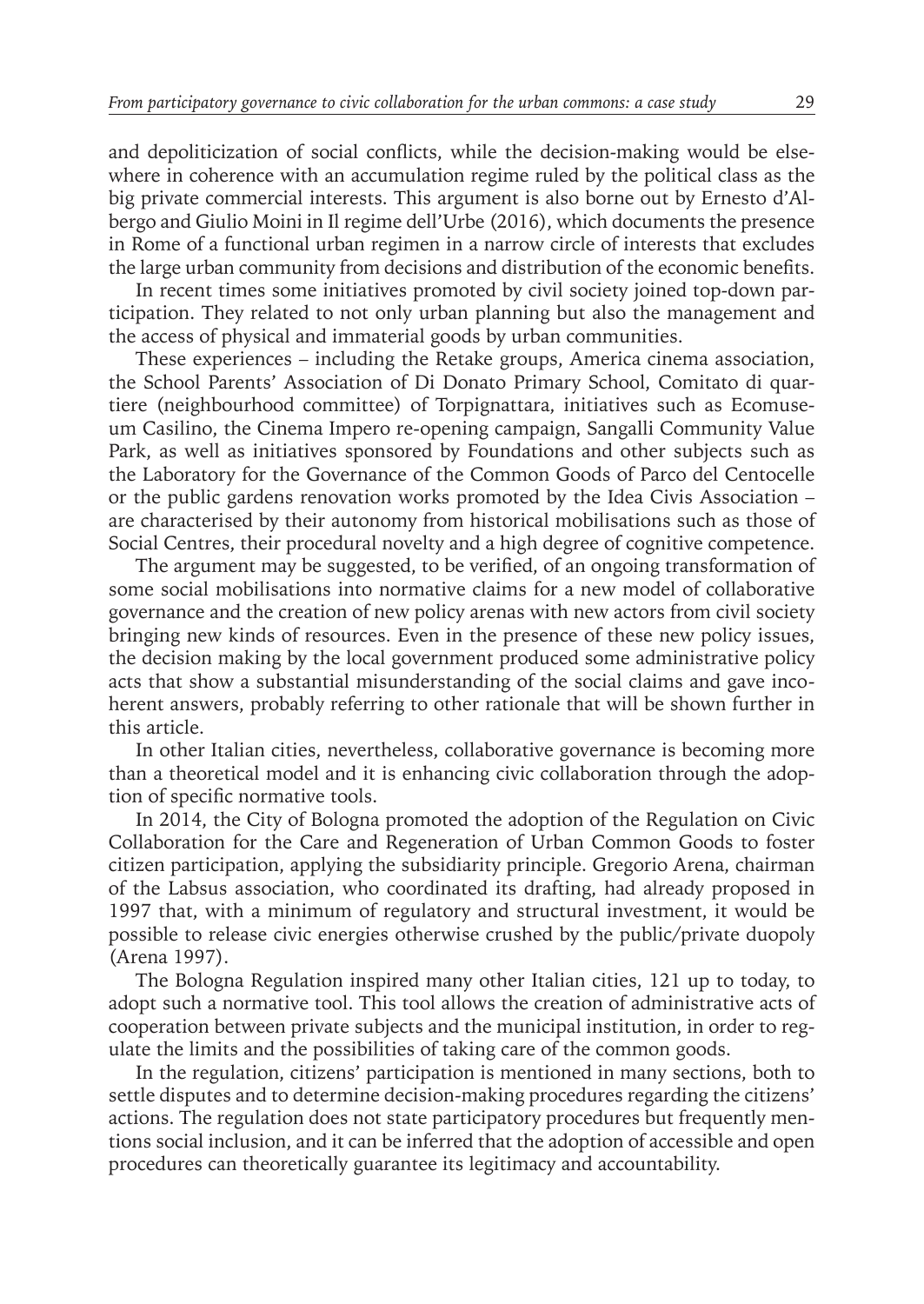and depoliticization of social conflicts, while the decision-making would be elsewhere in coherence with an accumulation regime ruled by the political class as the big private commercial interests. This argument is also borne out by Ernesto d'Albergo and Giulio Moini in Il regime dell'Urbe (2016), which documents the presence in Rome of a functional urban regimen in a narrow circle of interests that excludes the large urban community from decisions and distribution of the economic benefits.

In recent times some initiatives promoted by civil society joined top-down participation. They related to not only urban planning but also the management and the access of physical and immaterial goods by urban communities.

These experiences – including the Retake groups, America cinema association, the School Parents' Association of Di Donato Primary School, Comitato di quartiere (neighbourhood committee) of Torpignattara, initiatives such as Ecomuseum Casilino, the Cinema Impero re-opening campaign, Sangalli Community Value Park, as well as initiatives sponsored by Foundations and other subjects such as the Laboratory for the Governance of the Common Goods of Parco del Centocelle or the public gardens renovation works promoted by the Idea Civis Association – are characterised by their autonomy from historical mobilisations such as those of Social Centres, their procedural novelty and a high degree of cognitive competence.

The argument may be suggested, to be verified, of an ongoing transformation of some social mobilisations into normative claims for a new model of collaborative governance and the creation of new policy arenas with new actors from civil society bringing new kinds of resources. Even in the presence of these new policy issues, the decision making by the local government produced some administrative policy acts that show a substantial misunderstanding of the social claims and gave incoherent answers, probably referring to other rationale that will be shown further in this article.

In other Italian cities, nevertheless, collaborative governance is becoming more than a theoretical model and it is enhancing civic collaboration through the adoption of specific normative tools.

In 2014, the City of Bologna promoted the adoption of the Regulation on Civic Collaboration for the Care and Regeneration of Urban Common Goods to foster citizen participation, applying the subsidiarity principle. Gregorio Arena, chairman of the Labsus association, who coordinated its drafting, had already proposed in 1997 that, with a minimum of regulatory and structural investment, it would be possible to release civic energies otherwise crushed by the public/private duopoly (Arena 1997).

The Bologna Regulation inspired many other Italian cities, 121 up to today, to adopt such a normative tool. This tool allows the creation of administrative acts of cooperation between private subjects and the municipal institution, in order to regulate the limits and the possibilities of taking care of the common goods.

In the regulation, citizens' participation is mentioned in many sections, both to settle disputes and to determine decision-making procedures regarding the citizens' actions. The regulation does not state participatory procedures but frequently mentions social inclusion, and it can be inferred that the adoption of accessible and open procedures can theoretically guarantee its legitimacy and accountability.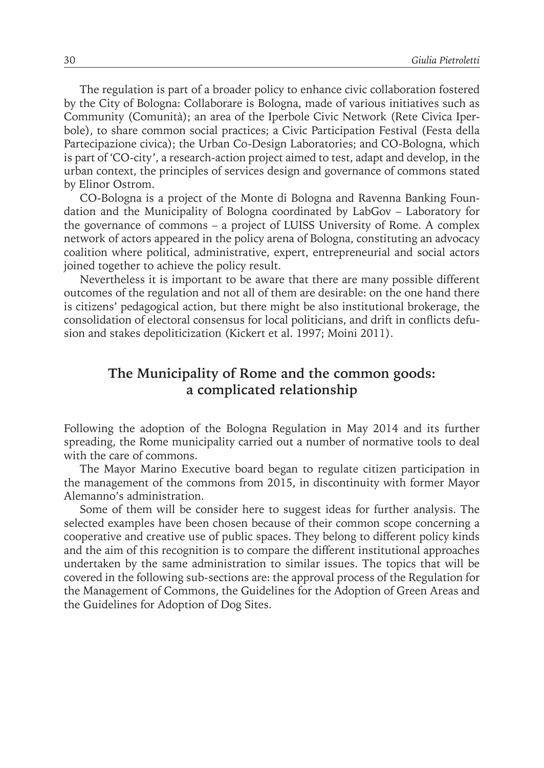The regulation is part of a broader policy to enhance civic collaboration fostered by the City of Bologna: Collaborare is Bologna, made of various initiatives such as Community (Comunità); an area of the Iperbole Civic Network (Rete Civica Iperbole), to share common social practices; a Civic Participation Festival (Festa della Partecipazione civica); the Urban Co-Design Laboratories; and CO-Bologna, which is part of 'CO-city', a research-action project aimed to test, adapt and develop, in the urban context, the principles of services design and governance of commons stated by Elinor Ostrom.

CO-Bologna is a project of the Monte di Bologna and Ravenna Banking Foundation and the Municipality of Bologna coordinated by LabGov – Laboratory for the governance of commons – a project of LUISS University of Rome. A complex network of actors appeared in the policy arena of Bologna, constituting an advocacy coalition where political, administrative, expert, entrepreneurial and social actors joined together to achieve the policy result.

Nevertheless it is important to be aware that there are many possible different outcomes of the regulation and not all of them are desirable: on the one hand there is citizens' pedagogical action, but there might be also institutional brokerage, the consolidation of electoral consensus for local politicians, and drift in conflicts defusion and stakes depoliticization (Kickert et al. 1997; Moini 2011).

## The Municipality of Rome and the common goods: a complicated relationship

Following the adoption of the Bologna Regulation in May 2014 and its further spreading, the Rome municipality carried out a number of normative tools to deal with the care of commons.

The Mayor Marino Executive board began to regulate citizen participation in the management of the commons from 2015, in discontinuity with former Mayor Alemanno's administration.

Some of them will be consider here to suggest ideas for further analysis. The selected examples have been chosen because of their common scope concerning a cooperative and creative use of public spaces. They belong to different policy kinds and the aim of this recognition is to compare the different institutional approaches undertaken by the same administration to similar issues. The topics that will be covered in the following sub-sections are: the approval process of the Regulation for the Management of Commons, the Guidelines for the Adoption of Green Areas and the Guidelines for Adoption of Dog Sites.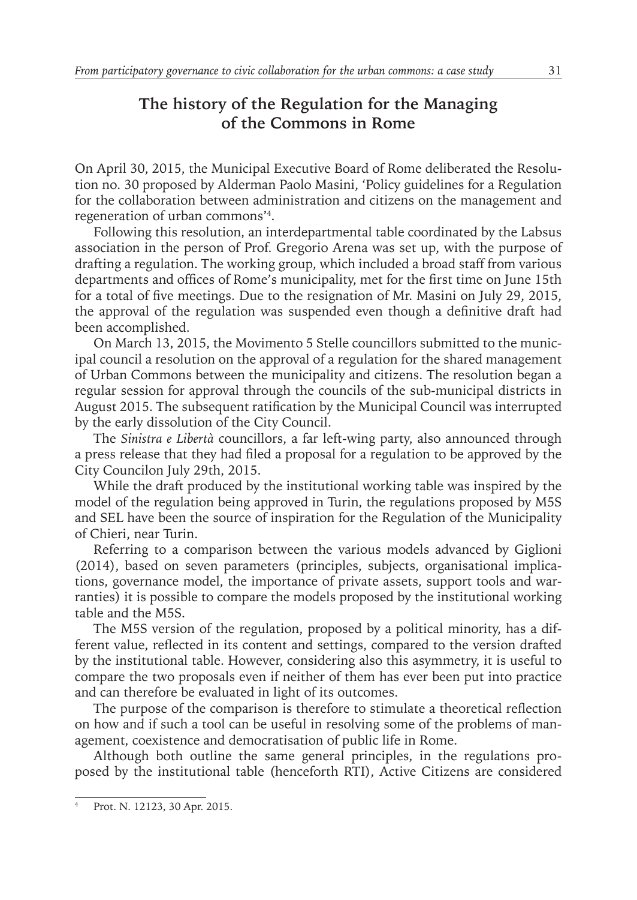## The history of the Regulation for the Managing of the Commons in Rome

On April 30, 2015, the Municipal Executive Board of Rome deliberated the Resolution no. 30 proposed by Alderman Paolo Masini, 'Policy guidelines for a Regulation for the collaboration between administration and citizens on the management and regeneration of urban commons'[4].

Following this resolution, an interdepartmental table coordinated by the Labsus association in the person of Prof. Gregorio Arena was set up, with the purpose of drafting a regulation. The working group, which included a broad staff from various departments and offices of Rome's municipality, met for the first time on June 15th for a total of five meetings. Due to the resignation of Mr. Masini on July 29, 2015, the approval of the regulation was suspended even though a definitive draft had been accomplished.

On March 13, 2015, the Movimento 5 Stelle councillors submitted to the municipal council a resolution on the approval of a regulation for the shared management of Urban Commons between the municipality and citizens. The resolution began a regular session for approval through the councils of the sub-municipal districts in August 2015. The subsequent ratification by the Municipal Council was interrupted by the early dissolution of the City Council.

The *Sinistra e Libertà* councillors, a far left-wing party, also announced through a press release that they had filed a proposal for a regulation to be approved by the City Councilon July 29th, 2015.

While the draft produced by the institutional working table was inspired by the model of the regulation being approved in Turin, the regulations proposed by M5S and SEL have been the source of inspiration for the Regulation of the Municipality of Chieri, near Turin.

Referring to a comparison between the various models advanced by Giglioni (2014), based on seven parameters (principles, subjects, organisational implications, governance model, the importance of private assets, support tools and warranties) it is possible to compare the models proposed by the institutional working table and the M5S.

The M5S version of the regulation, proposed by a political minority, has a different value, reflected in its content and settings, compared to the version drafted by the institutional table. However, considering also this asymmetry, it is useful to compare the two proposals even if neither of them has ever been put into practice and can therefore be evaluated in light of its outcomes.

The purpose of the comparison is therefore to stimulate a theoretical reflection on how and if such a tool can be useful in resolving some of the problems of management, coexistence and democratisation of public life in Rome.

Although both outline the same general principles, in the regulations proposed by the institutional table (henceforth RTI), Active Citizens are considered

[4] Prot. N. 12123, 30 Apr. 2015.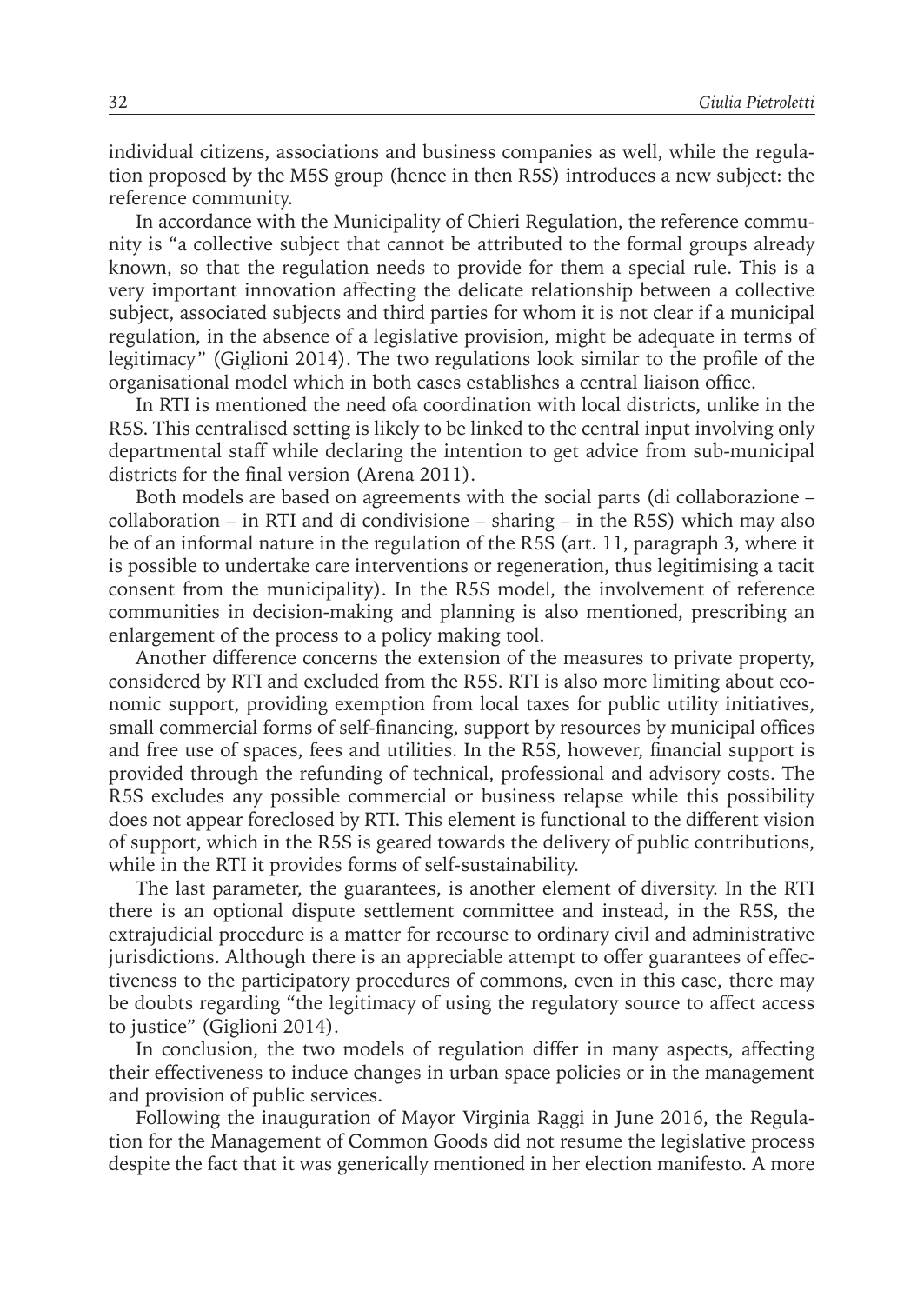individual citizens, associations and business companies as well, while the regulation proposed by the M5S group (hence in then R5S) introduces a new subject: the reference community.

In accordance with the Municipality of Chieri Regulation, the reference community is "a collective subject that cannot be attributed to the formal groups already known, so that the regulation needs to provide for them a special rule. This is a very important innovation affecting the delicate relationship between a collective subject, associated subjects and third parties for whom it is not clear if a municipal regulation, in the absence of a legislative provision, might be adequate in terms of legitimacy" (Giglioni 2014). The two regulations look similar to the profile of the organisational model which in both cases establishes a central liaison office.

In RTI is mentioned the need ofa coordination with local districts, unlike in the R5S. This centralised setting is likely to be linked to the central input involving only departmental staff while declaring the intention to get advice from sub-municipal districts for the final version (Arena 2011).

Both models are based on agreements with the social parts (di collaborazione – collaboration – in RTI and di condivisione – sharing – in the R5S) which may also be of an informal nature in the regulation of the R5S (art. 11, paragraph 3, where it is possible to undertake care interventions or regeneration, thus legitimising a tacit consent from the municipality). In the R5S model, the involvement of reference communities in decision-making and planning is also mentioned, prescribing an enlargement of the process to a policy making tool.

Another difference concerns the extension of the measures to private property, considered by RTI and excluded from the R5S. RTI is also more limiting about economic support, providing exemption from local taxes for public utility initiatives, small commercial forms of self-financing, support by resources by municipal offices and free use of spaces, fees and utilities. In the R5S, however, financial support is provided through the refunding of technical, professional and advisory costs. The R5S excludes any possible commercial or business relapse while this possibility does not appear foreclosed by RTI. This element is functional to the different vision of support, which in the R5S is geared towards the delivery of public contributions, while in the RTI it provides forms of self-sustainability.

The last parameter, the guarantees, is another element of diversity. In the RTI there is an optional dispute settlement committee and instead, in the R5S, the extrajudicial procedure is a matter for recourse to ordinary civil and administrative jurisdictions. Although there is an appreciable attempt to offer guarantees of effectiveness to the participatory procedures of commons, even in this case, there may be doubts regarding "the legitimacy of using the regulatory source to affect access to justice" (Giglioni 2014).

In conclusion, the two models of regulation differ in many aspects, affecting their effectiveness to induce changes in urban space policies or in the management and provision of public services.

Following the inauguration of Mayor Virginia Raggi in June 2016, the Regulation for the Management of Common Goods did not resume the legislative process despite the fact that it was generically mentioned in her election manifesto. A more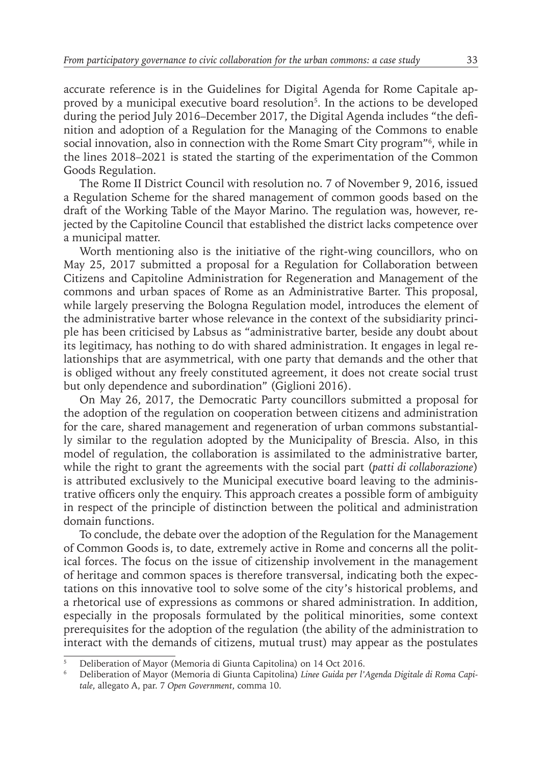accurate reference is in the Guidelines for Digital Agenda for Rome Capitale approved by a municipal executive board resolution[5]. In the actions to be developed during the period July 2016–December 2017, the Digital Agenda includes "the definition and adoption of a Regulation for the Managing of the Commons to enable social innovation, also in connection with the Rome Smart City program"[6], while in the lines 2018–2021 is stated the starting of the experimentation of the Common Goods Regulation.

The Rome II District Council with resolution no. 7 of November 9, 2016, issued a Regulation Scheme for the shared management of common goods based on the draft of the Working Table of the Mayor Marino. The regulation was, however, rejected by the Capitoline Council that established the district lacks competence over a municipal matter.

Worth mentioning also is the initiative of the right-wing councillors, who on May 25, 2017 submitted a proposal for a Regulation for Collaboration between Citizens and Capitoline Administration for Regeneration and Management of the commons and urban spaces of Rome as an Administrative Barter. This proposal, while largely preserving the Bologna Regulation model, introduces the element of the administrative barter whose relevance in the context of the subsidiarity principle has been criticised by Labsus as "administrative barter, beside any doubt about its legitimacy, has nothing to do with shared administration. It engages in legal relationships that are asymmetrical, with one party that demands and the other that is obliged without any freely constituted agreement, it does not create social trust but only dependence and subordination" (Giglioni 2016).

On May 26, 2017, the Democratic Party councillors submitted a proposal for the adoption of the regulation on cooperation between citizens and administration for the care, shared management and regeneration of urban commons substantially similar to the regulation adopted by the Municipality of Brescia. Also, in this model of regulation, the collaboration is assimilated to the administrative barter, while the right to grant the agreements with the social part (*patti di collaborazione*) is attributed exclusively to the Municipal executive board leaving to the administrative officers only the enquiry. This approach creates a possible form of ambiguity in respect of the principle of distinction between the political and administration domain functions.

To conclude, the debate over the adoption of the Regulation for the Management of Common Goods is, to date, extremely active in Rome and concerns all the political forces. The focus on the issue of citizenship involvement in the management of heritage and common spaces is therefore transversal, indicating both the expectations on this innovative tool to solve some of the city's historical problems, and a rhetorical use of expressions as commons or shared administration. In addition, especially in the proposals formulated by the political minorities, some context prerequisites for the adoption of the regulation (the ability of the administration to interact with the demands of citizens, mutual trust) may appear as the postulates

---

[5] Deliberation of Mayor (Memoria di Giunta Capitolina) on 14 Oct 2016.

[6] Deliberation of Mayor (Memoria di Giunta Capitolina) *Linee Guida per l'Agenda Digitale di Roma Capitale*, allegato A, par. 7 *Open Government*, comma 10.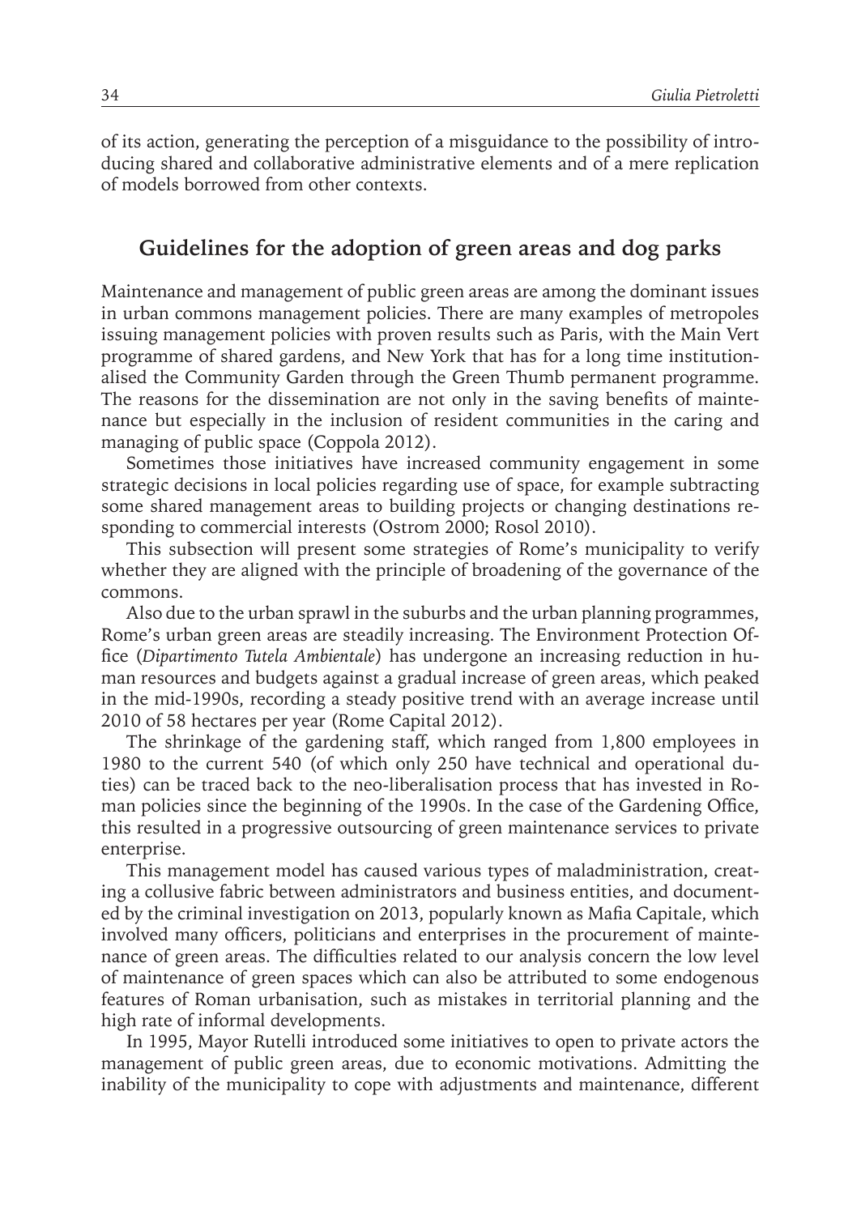of its action, generating the perception of a misguidance to the possibility of introducing shared and collaborative administrative elements and of a mere replication of models borrowed from other contexts.

## Guidelines for the adoption of green areas and dog parks

Maintenance and management of public green areas are among the dominant issues in urban commons management policies. There are many examples of metropoles issuing management policies with proven results such as Paris, with the Main Vert programme of shared gardens, and New York that has for a long time institutionalised the Community Garden through the Green Thumb permanent programme. The reasons for the dissemination are not only in the saving benefits of maintenance but especially in the inclusion of resident communities in the caring and managing of public space (Coppola 2012).

Sometimes those initiatives have increased community engagement in some strategic decisions in local policies regarding use of space, for example subtracting some shared management areas to building projects or changing destinations responding to commercial interests (Ostrom 2000; Rosol 2010).

This subsection will present some strategies of Rome's municipality to verify whether they are aligned with the principle of broadening of the governance of the commons.

Also due to the urban sprawl in the suburbs and the urban planning programmes, Rome's urban green areas are steadily increasing. The Environment Protection Office (*Dipartimento Tutela Ambientale*) has undergone an increasing reduction in human resources and budgets against a gradual increase of green areas, which peaked in the mid-1990s, recording a steady positive trend with an average increase until 2010 of 58 hectares per year (Rome Capital 2012).

The shrinkage of the gardening staff, which ranged from 1,800 employees in 1980 to the current 540 (of which only 250 have technical and operational duties) can be traced back to the neo-liberalisation process that has invested in Roman policies since the beginning of the 1990s. In the case of the Gardening Office, this resulted in a progressive outsourcing of green maintenance services to private enterprise.

This management model has caused various types of maladministration, creating a collusive fabric between administrators and business entities, and documented by the criminal investigation on 2013, popularly known as Mafia Capitale, which involved many officers, politicians and enterprises in the procurement of maintenance of green areas. The difficulties related to our analysis concern the low level of maintenance of green spaces which can also be attributed to some endogenous features of Roman urbanisation, such as mistakes in territorial planning and the high rate of informal developments.

In 1995, Mayor Rutelli introduced some initiatives to open to private actors the management of public green areas, due to economic motivations. Admitting the inability of the municipality to cope with adjustments and maintenance, different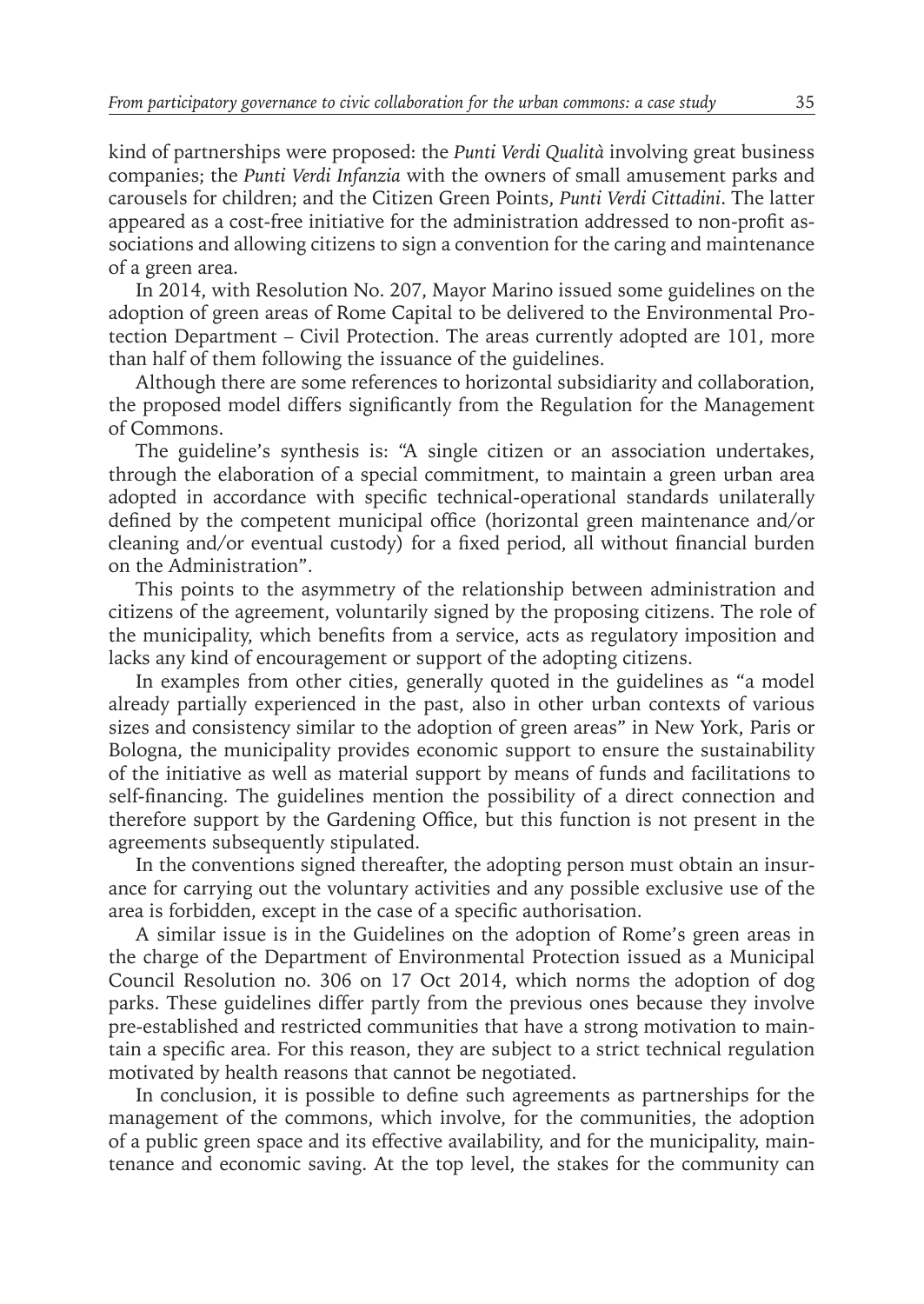kind of partnerships were proposed: the *Punti Verdi Qualità* involving great business companies; the *Punti Verdi Infanzia* with the owners of small amusement parks and carousels for children; and the Citizen Green Points, *Punti Verdi Cittadini*. The latter appeared as a cost-free initiative for the administration addressed to non-profit associations and allowing citizens to sign a convention for the caring and maintenance of a green area.

In 2014, with Resolution No. 207, Mayor Marino issued some guidelines on the adoption of green areas of Rome Capital to be delivered to the Environmental Protection Department – Civil Protection. The areas currently adopted are 101, more than half of them following the issuance of the guidelines.

Although there are some references to horizontal subsidiarity and collaboration, the proposed model differs significantly from the Regulation for the Management of Commons.

The guideline's synthesis is: "A single citizen or an association undertakes, through the elaboration of a special commitment, to maintain a green urban area adopted in accordance with specific technical-operational standards unilaterally defined by the competent municipal office (horizontal green maintenance and/or cleaning and/or eventual custody) for a fixed period, all without financial burden on the Administration".

This points to the asymmetry of the relationship between administration and citizens of the agreement, voluntarily signed by the proposing citizens. The role of the municipality, which benefits from a service, acts as regulatory imposition and lacks any kind of encouragement or support of the adopting citizens.

In examples from other cities, generally quoted in the guidelines as "a model already partially experienced in the past, also in other urban contexts of various sizes and consistency similar to the adoption of green areas" in New York, Paris or Bologna, the municipality provides economic support to ensure the sustainability of the initiative as well as material support by means of funds and facilitations to self-financing. The guidelines mention the possibility of a direct connection and therefore support by the Gardening Office, but this function is not present in the agreements subsequently stipulated.

In the conventions signed thereafter, the adopting person must obtain an insurance for carrying out the voluntary activities and any possible exclusive use of the area is forbidden, except in the case of a specific authorisation.

A similar issue is in the Guidelines on the adoption of Rome's green areas in the charge of the Department of Environmental Protection issued as a Municipal Council Resolution no. 306 on 17 Oct 2014, which norms the adoption of dog parks. These guidelines differ partly from the previous ones because they involve pre-established and restricted communities that have a strong motivation to maintain a specific area. For this reason, they are subject to a strict technical regulation motivated by health reasons that cannot be negotiated.

In conclusion, it is possible to define such agreements as partnerships for the management of the commons, which involve, for the communities, the adoption of a public green space and its effective availability, and for the municipality, maintenance and economic saving. At the top level, the stakes for the community can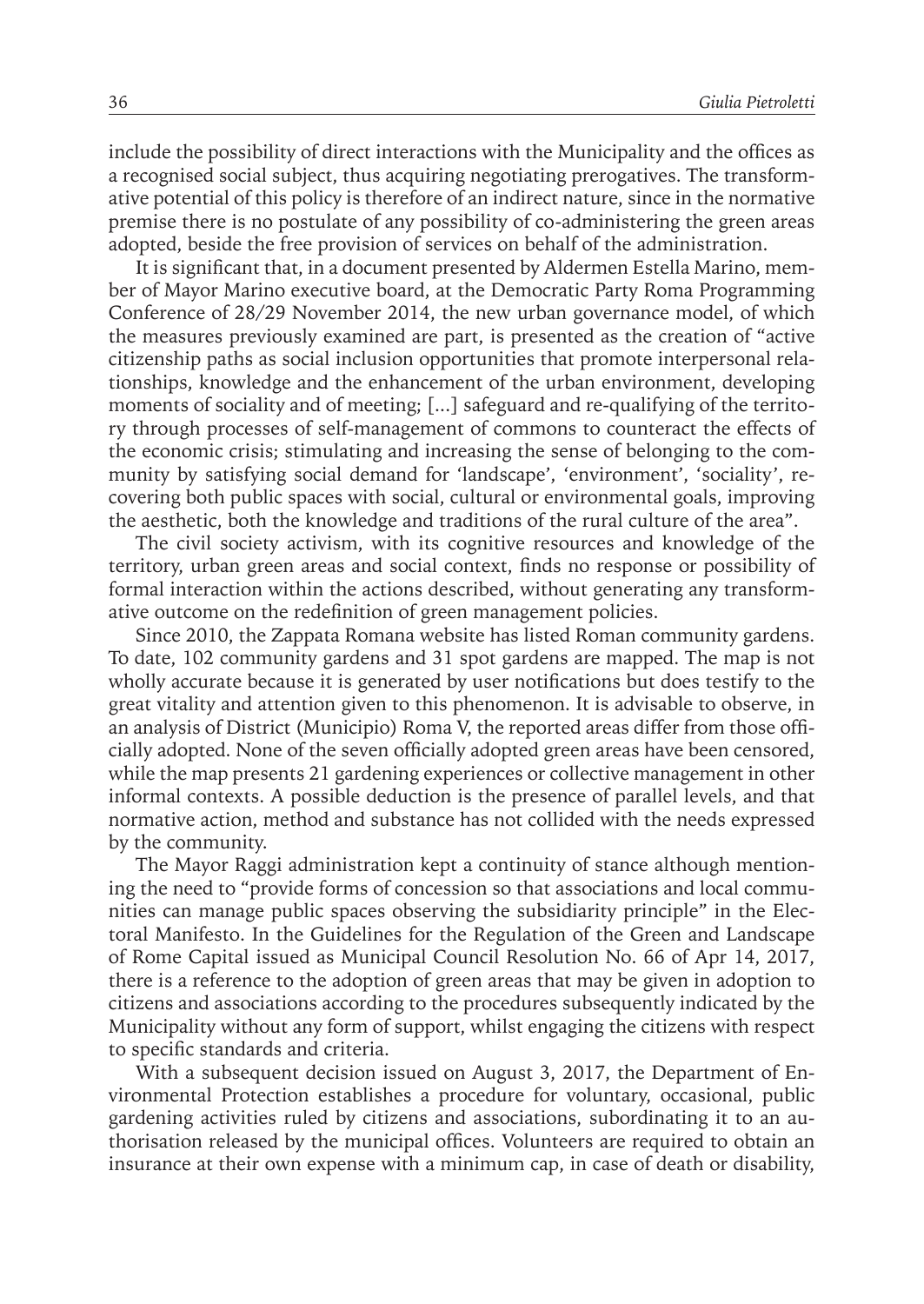include the possibility of direct interactions with the Municipality and the offices as a recognised social subject, thus acquiring negotiating prerogatives. The transformative potential of this policy is therefore of an indirect nature, since in the normative premise there is no postulate of any possibility of co-administering the green areas adopted, beside the free provision of services on behalf of the administration.

It is significant that, in a document presented by Aldermen Estella Marino, member of Mayor Marino executive board, at the Democratic Party Roma Programming Conference of 28/29 November 2014, the new urban governance model, of which the measures previously examined are part, is presented as the creation of "active citizenship paths as social inclusion opportunities that promote interpersonal relationships, knowledge and the enhancement of the urban environment, developing moments of sociality and of meeting; [...] safeguard and re-qualifying of the territory through processes of self-management of commons to counteract the effects of the economic crisis; stimulating and increasing the sense of belonging to the community by satisfying social demand for 'landscape', 'environment', 'sociality', recovering both public spaces with social, cultural or environmental goals, improving the aesthetic, both the knowledge and traditions of the rural culture of the area".

The civil society activism, with its cognitive resources and knowledge of the territory, urban green areas and social context, finds no response or possibility of formal interaction within the actions described, without generating any transformative outcome on the redefinition of green management policies.

Since 2010, the Zappata Romana website has listed Roman community gardens. To date, 102 community gardens and 31 spot gardens are mapped. The map is not wholly accurate because it is generated by user notifications but does testify to the great vitality and attention given to this phenomenon. It is advisable to observe, in an analysis of District (Municipio) Roma V, the reported areas differ from those officially adopted. None of the seven officially adopted green areas have been censored, while the map presents 21 gardening experiences or collective management in other informal contexts. A possible deduction is the presence of parallel levels, and that normative action, method and substance has not collided with the needs expressed by the community.

The Mayor Raggi administration kept a continuity of stance although mentioning the need to "provide forms of concession so that associations and local communities can manage public spaces observing the subsidiarity principle" in the Electoral Manifesto. In the Guidelines for the Regulation of the Green and Landscape of Rome Capital issued as Municipal Council Resolution No. 66 of Apr 14, 2017, there is a reference to the adoption of green areas that may be given in adoption to citizens and associations according to the procedures subsequently indicated by the Municipality without any form of support, whilst engaging the citizens with respect to specific standards and criteria.

With a subsequent decision issued on August 3, 2017, the Department of Environmental Protection establishes a procedure for voluntary, occasional, public gardening activities ruled by citizens and associations, subordinating it to an authorisation released by the municipal offices. Volunteers are required to obtain an insurance at their own expense with a minimum cap, in case of death or disability,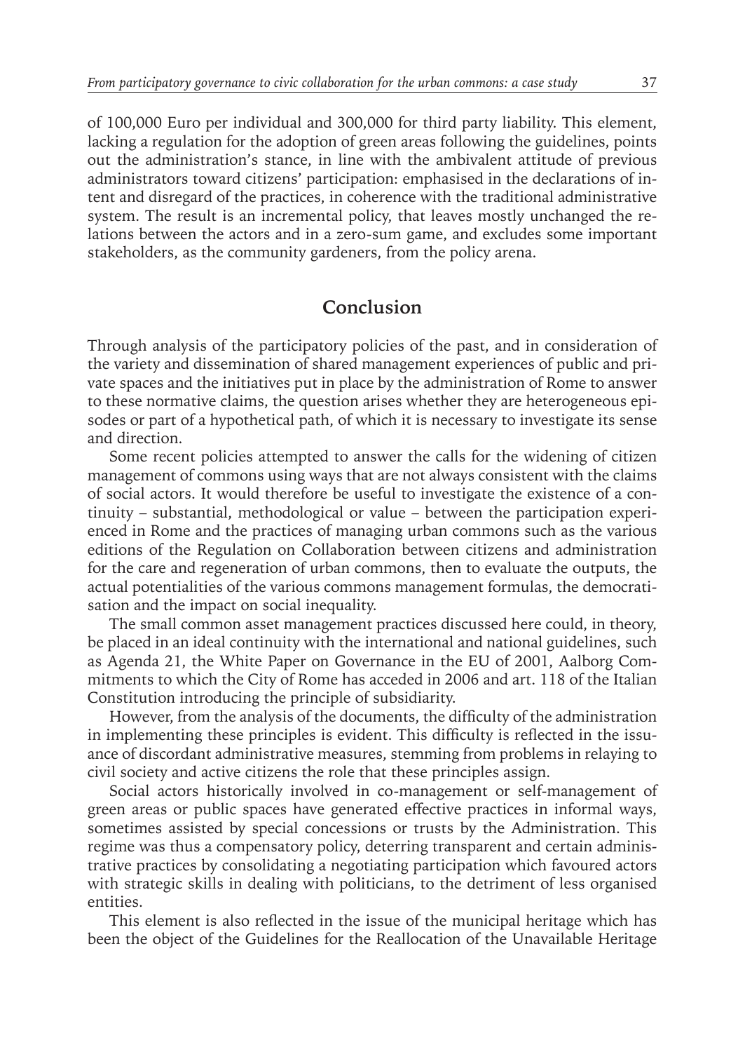of 100,000 Euro per individual and 300,000 for third party liability. This element, lacking a regulation for the adoption of green areas following the guidelines, points out the administration's stance, in line with the ambivalent attitude of previous administrators toward citizens' participation: emphasised in the declarations of intent and disregard of the practices, in coherence with the traditional administrative system. The result is an incremental policy, that leaves mostly unchanged the relations between the actors and in a zero-sum game, and excludes some important stakeholders, as the community gardeners, from the policy arena.

## Conclusion

Through analysis of the participatory policies of the past, and in consideration of the variety and dissemination of shared management experiences of public and private spaces and the initiatives put in place by the administration of Rome to answer to these normative claims, the question arises whether they are heterogeneous episodes or part of a hypothetical path, of which it is necessary to investigate its sense and direction.

Some recent policies attempted to answer the calls for the widening of citizen management of commons using ways that are not always consistent with the claims of social actors. It would therefore be useful to investigate the existence of a continuity – substantial, methodological or value – between the participation experienced in Rome and the practices of managing urban commons such as the various editions of the Regulation on Collaboration between citizens and administration for the care and regeneration of urban commons, then to evaluate the outputs, the actual potentialities of the various commons management formulas, the democratisation and the impact on social inequality.

The small common asset management practices discussed here could, in theory, be placed in an ideal continuity with the international and national guidelines, such as Agenda 21, the White Paper on Governance in the EU of 2001, Aalborg Commitments to which the City of Rome has acceded in 2006 and art. 118 of the Italian Constitution introducing the principle of subsidiarity.

However, from the analysis of the documents, the difficulty of the administration in implementing these principles is evident. This difficulty is reflected in the issuance of discordant administrative measures, stemming from problems in relaying to civil society and active citizens the role that these principles assign.

Social actors historically involved in co-management or self-management of green areas or public spaces have generated effective practices in informal ways, sometimes assisted by special concessions or trusts by the Administration. This regime was thus a compensatory policy, deterring transparent and certain administrative practices by consolidating a negotiating participation which favoured actors with strategic skills in dealing with politicians, to the detriment of less organised entities.

This element is also reflected in the issue of the municipal heritage which has been the object of the Guidelines for the Reallocation of the Unavailable Heritage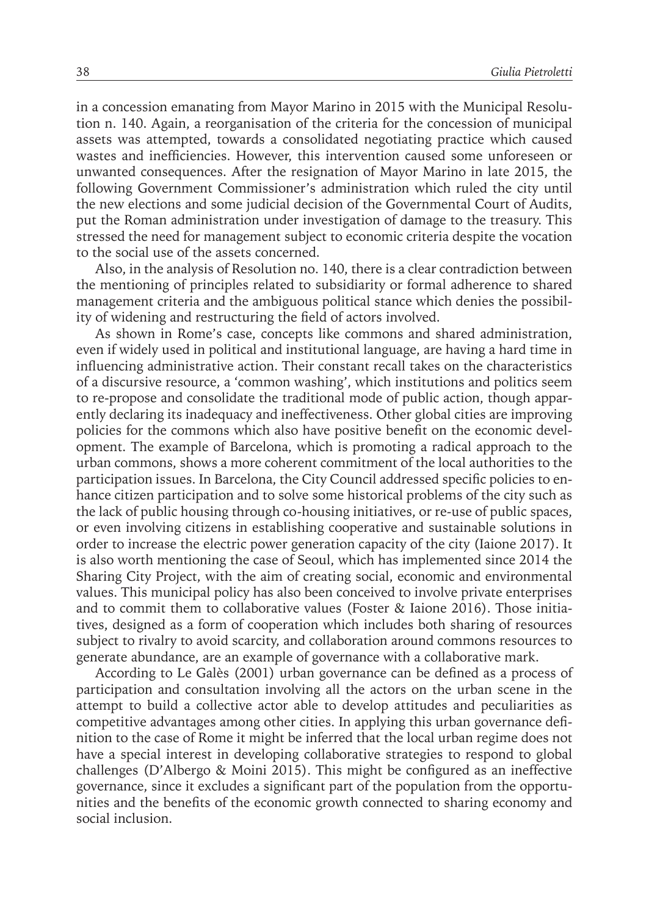in a concession emanating from Mayor Marino in 2015 with the Municipal Resolution n. 140. Again, a reorganisation of the criteria for the concession of municipal assets was attempted, towards a consolidated negotiating practice which caused wastes and inefficiencies. However, this intervention caused some unforeseen or unwanted consequences. After the resignation of Mayor Marino in late 2015, the following Government Commissioner's administration which ruled the city until the new elections and some judicial decision of the Governmental Court of Audits, put the Roman administration under investigation of damage to the treasury. This stressed the need for management subject to economic criteria despite the vocation to the social use of the assets concerned.

Also, in the analysis of Resolution no. 140, there is a clear contradiction between the mentioning of principles related to subsidiarity or formal adherence to shared management criteria and the ambiguous political stance which denies the possibility of widening and restructuring the field of actors involved.

As shown in Rome's case, concepts like commons and shared administration, even if widely used in political and institutional language, are having a hard time in influencing administrative action. Their constant recall takes on the characteristics of a discursive resource, a 'common washing', which institutions and politics seem to re-propose and consolidate the traditional mode of public action, though apparently declaring its inadequacy and ineffectiveness. Other global cities are improving policies for the commons which also have positive benefit on the economic development. The example of Barcelona, which is promoting a radical approach to the urban commons, shows a more coherent commitment of the local authorities to the participation issues. In Barcelona, the City Council addressed specific policies to enhance citizen participation and to solve some historical problems of the city such as the lack of public housing through co-housing initiatives, or re-use of public spaces, or even involving citizens in establishing cooperative and sustainable solutions in order to increase the electric power generation capacity of the city (Iaione 2017). It is also worth mentioning the case of Seoul, which has implemented since 2014 the Sharing City Project, with the aim of creating social, economic and environmental values. This municipal policy has also been conceived to involve private enterprises and to commit them to collaborative values (Foster & Iaione 2016). Those initiatives, designed as a form of cooperation which includes both sharing of resources subject to rivalry to avoid scarcity, and collaboration around commons resources to generate abundance, are an example of governance with a collaborative mark.

According to Le Galès (2001) urban governance can be defined as a process of participation and consultation involving all the actors on the urban scene in the attempt to build a collective actor able to develop attitudes and peculiarities as competitive advantages among other cities. In applying this urban governance definition to the case of Rome it might be inferred that the local urban regime does not have a special interest in developing collaborative strategies to respond to global challenges (D'Albergo & Moini 2015). This might be configured as an ineffective governance, since it excludes a significant part of the population from the opportunities and the benefits of the economic growth connected to sharing economy and social inclusion.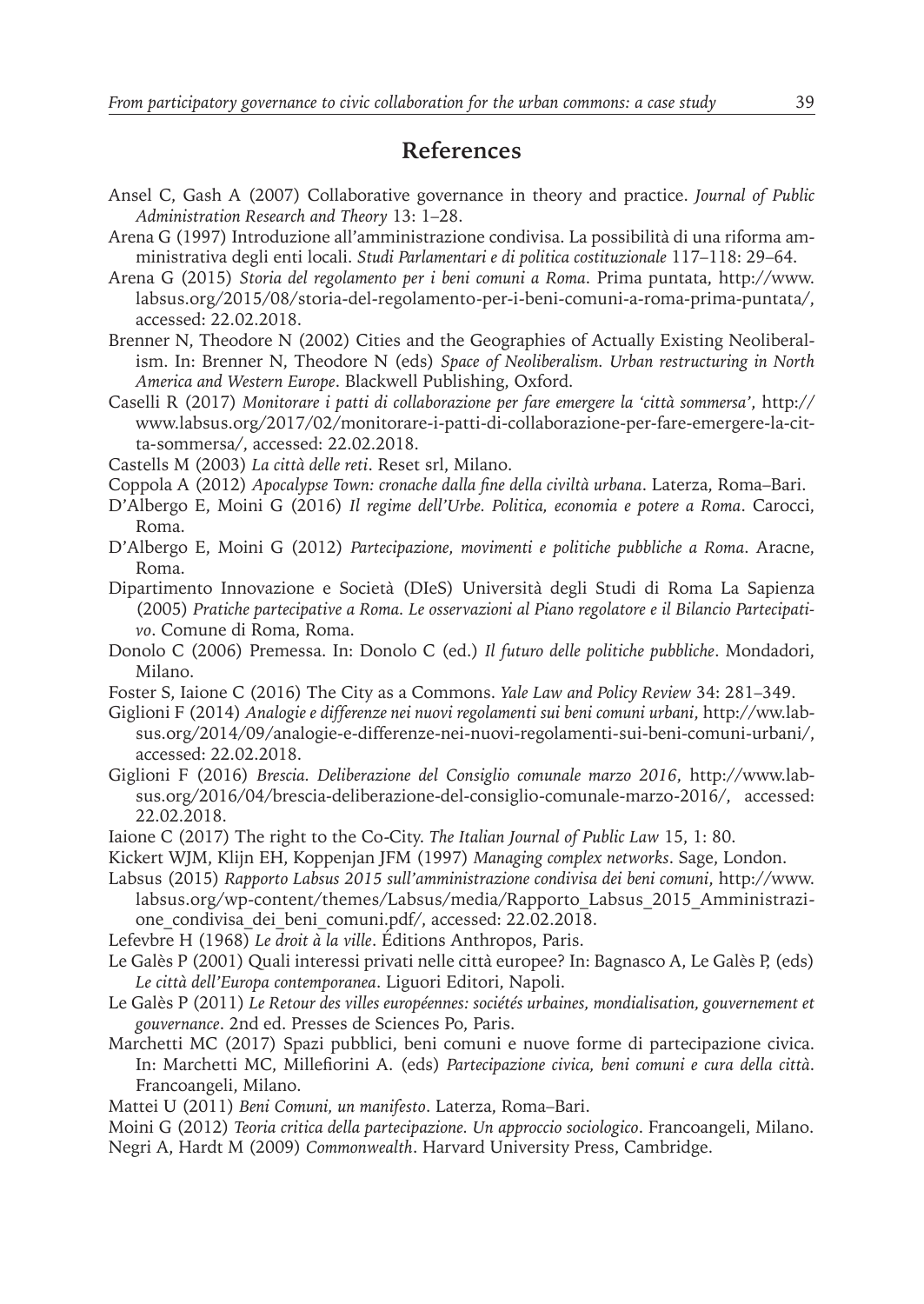## References

Ansel C, Gash A (2007) Collaborative governance in theory and practice. *Journal of Public Administration Research and Theory* 13: 1–28.

Arena G (1997) Introduzione all'amministrazione condivisa. La possibilità di una riforma amministrativa degli enti locali. *Studi Parlamentari e di politica costituzionale* 117–118: 29–64.

Arena G (2015) *Storia del regolamento per i beni comuni a Roma*. Prima puntata, http://www.labsus.org/2015/08/storia-del-regolamento-per-i-beni-comuni-a-roma-prima-puntata/, accessed: 22.02.2018.

Brenner N, Theodore N (2002) Cities and the Geographies of Actually Existing Neoliberalism. In: Brenner N, Theodore N (eds) *Space of Neoliberalism. Urban restructuring in North America and Western Europe*. Blackwell Publishing, Oxford.

Caselli R (2017) *Monitorare i patti di collaborazione per fare emergere la 'città sommersa'*, http://www.labsus.org/2017/02/monitorare-i-patti-di-collaborazione-per-fare-emergere-la-citta-sommersa/, accessed: 22.02.2018.

Castells M (2003) *La città delle reti*. Reset srl, Milano.

Coppola A (2012) *Apocalypse Town: cronache dalla fine della civiltà urbana*. Laterza, Roma–Bari.

D'Albergo E, Moini G (2016) *Il regime dell'Urbe. Politica, economia e potere a Roma*. Carocci, Roma.

D'Albergo E, Moini G (2012) *Partecipazione, movimenti e politiche pubbliche a Roma*. Aracne, Roma.

Dipartimento Innovazione e Società (DIeS) Università degli Studi di Roma La Sapienza (2005) *Pratiche partecipative a Roma. Le osservazioni al Piano regolatore e il Bilancio Partecipativo*. Comune di Roma, Roma.

Donolo C (2006) Premessa. In: Donolo C (ed.) *Il futuro delle politiche pubbliche*. Mondadori, Milano.

Foster S, Iaione C (2016) The City as a Commons. *Yale Law and Policy Review* 34: 281–349.

Giglioni F (2014) *Analogie e differenze nei nuovi regolamenti sui beni comuni urbani*, http://ww.labsus.org/2014/09/analogie-e-differenze-nei-nuovi-regolamenti-sui-beni-comuni-urbani/, accessed: 22.02.2018.

Giglioni F (2016) *Brescia. Deliberazione del Consiglio comunale marzo 2016*, http://www.labsus.org/2016/04/brescia-deliberazione-del-consiglio-comunale-marzo-2016/, accessed: 22.02.2018.

Iaione C (2017) The right to the Co-City. *The Italian Journal of Public Law* 15, 1: 80.

Kickert WJM, Klijn EH, Koppenjan JFM (1997) *Managing complex networks*. Sage, London.

Labsus (2015) *Rapporto Labsus 2015 sull'amministrazione condivisa dei beni comuni*, http://www.labsus.org/wp-content/themes/Labsus/media/Rapporto_Labsus_2015_Amministrazione_condivisa_dei_beni_comuni.pdf/, accessed: 22.02.2018.

Lefevbre H (1968) *Le droit à la ville*. Éditions Anthropos, Paris.

Le Galès P (2001) Quali interessi privati nelle città europee? In: Bagnasco A, Le Galès P, (eds) *Le città dell'Europa contemporanea*. Liguori Editori, Napoli.

Le Galès P (2011) *Le Retour des villes européennes: sociétés urbaines, mondialisation, gouvernement et gouvernance*. 2nd ed. Presses de Sciences Po, Paris.

Marchetti MC (2017) Spazi pubblici, beni comuni e nuove forme di partecipazione civica. In: Marchetti MC, Millefiorini A. (eds) *Partecipazione civica, beni comuni e cura della città*. Francoangeli, Milano.

Mattei U (2011) *Beni Comuni, un manifesto*. Laterza, Roma–Bari.

Moini G (2012) *Teoria critica della partecipazione. Un approccio sociologico*. Francoangeli, Milano.

Negri A, Hardt M (2009) *Commonwealth*. Harvard University Press, Cambridge.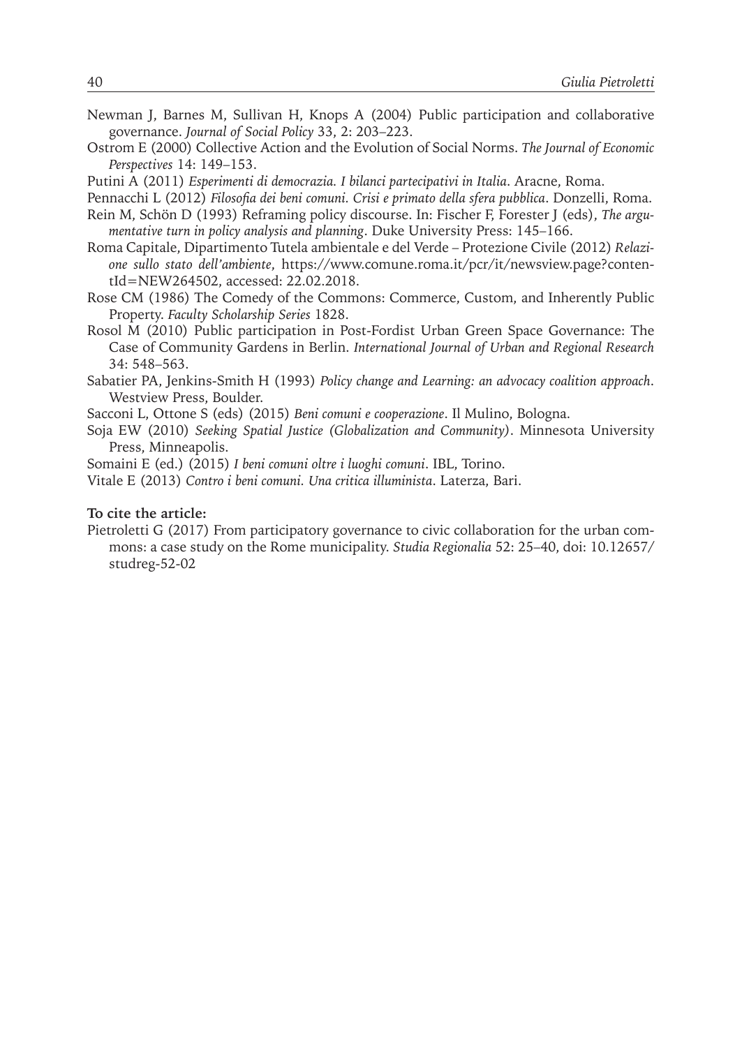Newman J, Barnes M, Sullivan H, Knops A (2004) Public participation and collaborative governance. *Journal of Social Policy* 33, 2: 203–223.

Ostrom E (2000) Collective Action and the Evolution of Social Norms. *The Journal of Economic Perspectives* 14: 149–153.

Putini A (2011) *Esperimenti di democrazia. I bilanci partecipativi in Italia*. Aracne, Roma.

Pennacchi L (2012) *Filosofia dei beni comuni. Crisi e primato della sfera pubblica*. Donzelli, Roma.

Rein M, Schön D (1993) Reframing policy discourse. In: Fischer F, Forester J (eds), *The argumentative turn in policy analysis and planning*. Duke University Press: 145–166.

Roma Capitale, Dipartimento Tutela ambientale e del Verde – Protezione Civile (2012) *Relazione sullo stato dell'ambiente*, https://www.comune.roma.it/pcr/it/newsview.page?contentId=NEW264502, accessed: 22.02.2018.

Rose CM (1986) The Comedy of the Commons: Commerce, Custom, and Inherently Public Property. *Faculty Scholarship Series* 1828.

Rosol M (2010) Public participation in Post-Fordist Urban Green Space Governance: The Case of Community Gardens in Berlin. *International Journal of Urban and Regional Research* 34: 548–563.

Sabatier PA, Jenkins-Smith H (1993) *Policy change and Learning: an advocacy coalition approach*. Westview Press, Boulder.

Sacconi L, Ottone S (eds) (2015) *Beni comuni e cooperazione*. Il Mulino, Bologna.

Soja EW (2010) *Seeking Spatial Justice (Globalization and Community)*. Minnesota University Press, Minneapolis.

Somaini E (ed.) (2015) *I beni comuni oltre i luoghi comuni*. IBL, Torino.

Vitale E (2013) *Contro i beni comuni. Una critica illuminista*. Laterza, Bari.

**To cite the article:**

Pietroletti G (2017) From participatory governance to civic collaboration for the urban commons: a case study on the Rome municipality. *Studia Regionalia* 52: 25–40, doi: 10.12657/studreg-52-02